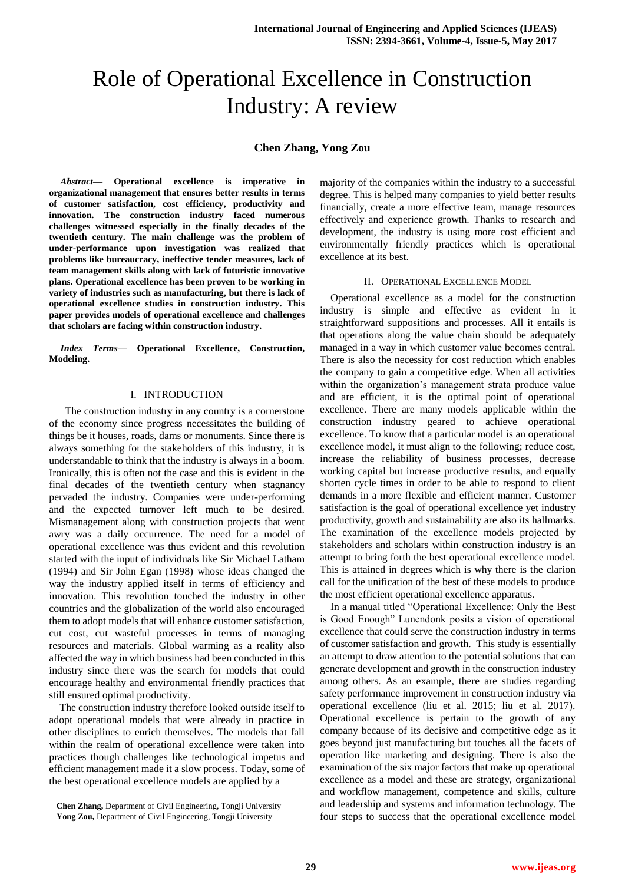# Role of Operational Excellence in Construction Industry: A review

**Chen Zhang, Yong Zou**

***Abstract*— Operational excellence is imperative in organizational management that ensures better results in terms of customer satisfaction, cost efficiency, productivity and innovation. The construction industry faced numerous challenges witnessed especially in the finally decades of the twentieth century. The main challenge was the problem of under-performance upon investigation was realized that problems like bureaucracy, ineffective tender measures, lack of team management skills along with lack of futuristic innovative plans. Operational excellence has been proven to be working in variety of industries such as manufacturing, but there is lack of operational excellence studies in construction industry. This paper provides models of operational excellence and challenges that scholars are facing within construction industry.**

***Index Terms*— Operational Excellence, Construction, Modeling.**

## I. INTRODUCTION

The construction industry in any country is a cornerstone of the economy since progress necessitates the building of things be it houses, roads, dams or monuments. Since there is always something for the stakeholders of this industry, it is understandable to think that the industry is always in a boom. Ironically, this is often not the case and this is evident in the final decades of the twentieth century when stagnancy pervaded the industry. Companies were under-performing and the expected turnover left much to be desired. Mismanagement along with construction projects that went awry was a daily occurrence. The need for a model of operational excellence was thus evident and this revolution started with the input of individuals like Sir Michael Latham (1994) and Sir John Egan (1998) whose ideas changed the way the industry applied itself in terms of efficiency and innovation. This revolution touched the industry in other countries and the globalization of the world also encouraged them to adopt models that will enhance customer satisfaction, cut cost, cut wasteful processes in terms of managing resources and materials. Global warming as a reality also affected the way in which business had been conducted in this industry since there was the search for models that could encourage healthy and environmental friendly practices that still ensured optimal productivity.

The construction industry therefore looked outside itself to adopt operational models that were already in practice in other disciplines to enrich themselves. The models that fall within the realm of operational excellence were taken into practices though challenges like technological impetus and efficient management made it a slow process. Today, some of the best operational excellence models are applied by a majority of the companies within the industry to a successful degree. This is helped many companies to yield better results financially, create a more effective team, manage resources effectively and experience growth. Thanks to research and development, the industry is using more cost efficient and environmentally friendly practices which is operational excellence at its best.

Chen Zhang, Department of Civil Engineering, Tongji University
Yong Zou, Department of Civil Engineering, Tongji University

## II. OPERATIONAL EXCELLENCE MODEL

Operational excellence as a model for the construction industry is simple and effective as evident in it straightforward suppositions and processes. All it entails is that operations along the value chain should be adequately managed in a way in which customer value becomes central. There is also the necessity for cost reduction which enables the company to gain a competitive edge. When all activities within the organization's management strata produce value and are efficient, it is the optimal point of operational excellence. There are many models applicable within the construction industry geared to achieve operational excellence. To know that a particular model is an operational excellence model, it must align to the following; reduce cost, increase the reliability of business processes, decrease working capital but increase productive results, and equally shorten cycle times in order to be able to respond to client demands in a more flexible and efficient manner. Customer satisfaction is the goal of operational excellence yet industry productivity, growth and sustainability are also its hallmarks. The examination of the excellence models projected by stakeholders and scholars within construction industry is an attempt to bring forth the best operational excellence model. This is attained in degrees which is why there is the clarion call for the unification of the best of these models to produce the most efficient operational excellence apparatus.

In a manual titled "Operational Excellence: Only the Best is Good Enough" Lunendonk posits a vision of operational excellence that could serve the construction industry in terms of customer satisfaction and growth. This study is essentially an attempt to draw attention to the potential solutions that can generate development and growth in the construction industry among others. As an example, there are studies regarding safety performance improvement in construction industry via operational excellence (liu et al. 2015; liu et al. 2017). Operational excellence is pertain to the growth of any company because of its decisive and competitive edge as it goes beyond just manufacturing but touches all the facets of operation like marketing and designing. There is also the examination of the six major factors that make up operational excellence as a model and these are strategy, organizational and workflow management, competence and skills, culture and leadership and systems and information technology. The four steps to success that the operational excellence model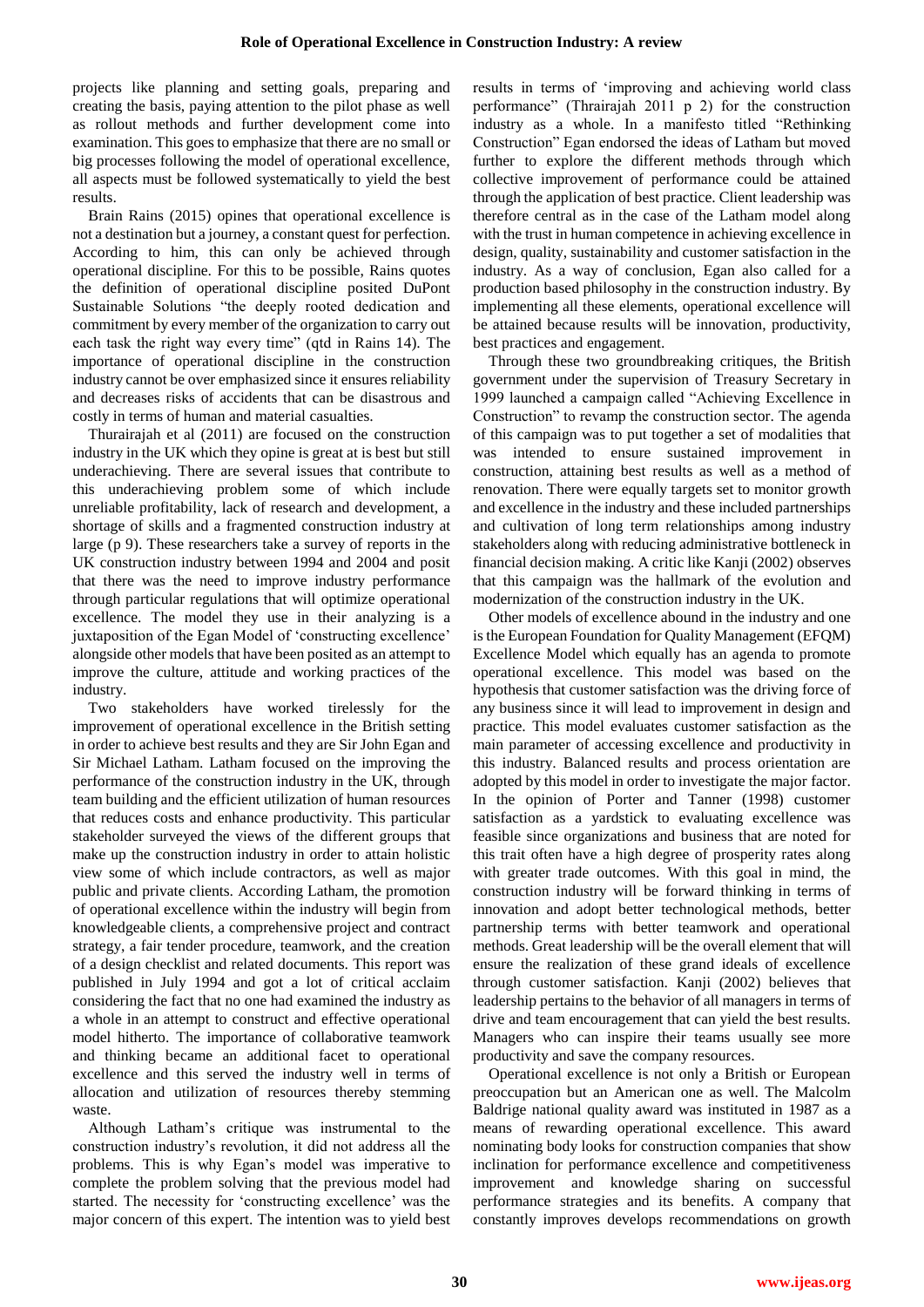projects like planning and setting goals, preparing and creating the basis, paying attention to the pilot phase as well as rollout methods and further development come into examination. This goes to emphasize that there are no small or big processes following the model of operational excellence, all aspects must be followed systematically to yield the best results.

Brain Rains (2015) opines that operational excellence is not a destination but a journey, a constant quest for perfection. According to him, this can only be achieved through operational discipline. For this to be possible, Rains quotes the definition of operational discipline posited DuPont Sustainable Solutions "the deeply rooted dedication and commitment by every member of the organization to carry out each task the right way every time" (qtd in Rains 14). The importance of operational discipline in the construction industry cannot be over emphasized since it ensures reliability and decreases risks of accidents that can be disastrous and costly in terms of human and material casualties.

Thurairajah et al (2011) are focused on the construction industry in the UK which they opine is great at is best but still underachieving. There are several issues that contribute to this underachieving problem some of which include unreliable profitability, lack of research and development, a shortage of skills and a fragmented construction industry at large (p 9). These researchers take a survey of reports in the UK construction industry between 1994 and 2004 and posit that there was the need to improve industry performance through particular regulations that will optimize operational excellence. The model they use in their analyzing is a juxtaposition of the Egan Model of 'constructing excellence' alongside other models that have been posited as an attempt to improve the culture, attitude and working practices of the industry.

Two stakeholders have worked tirelessly for the improvement of operational excellence in the British setting in order to achieve best results and they are Sir John Egan and Sir Michael Latham. Latham focused on the improving the performance of the construction industry in the UK, through team building and the efficient utilization of human resources that reduces costs and enhance productivity. This particular stakeholder surveyed the views of the different groups that make up the construction industry in order to attain holistic view some of which include contractors, as well as major public and private clients. According Latham, the promotion of operational excellence within the industry will begin from knowledgeable clients, a comprehensive project and contract strategy, a fair tender procedure, teamwork, and the creation of a design checklist and related documents. This report was published in July 1994 and got a lot of critical acclaim considering the fact that no one had examined the industry as a whole in an attempt to construct and effective operational model hitherto. The importance of collaborative teamwork and thinking became an additional facet to operational excellence and this served the industry well in terms of allocation and utilization of resources thereby stemming waste.

Although Latham's critique was instrumental to the construction industry's revolution, it did not address all the problems. This is why Egan's model was imperative to complete the problem solving that the previous model had started. The necessity for 'constructing excellence' was the major concern of this expert. The intention was to yield best results in terms of 'improving and achieving world class performance" (Thrairajah 2011 p 2) for the construction industry as a whole. In a manifesto titled "Rethinking Construction" Egan endorsed the ideas of Latham but moved further to explore the different methods through which collective improvement of performance could be attained through the application of best practice. Client leadership was therefore central as in the case of the Latham model along with the trust in human competence in achieving excellence in design, quality, sustainability and customer satisfaction in the industry. As a way of conclusion, Egan also called for a production based philosophy in the construction industry. By implementing all these elements, operational excellence will be attained because results will be innovation, productivity, best practices and engagement.

Through these two groundbreaking critiques, the British government under the supervision of Treasury Secretary in 1999 launched a campaign called "Achieving Excellence in Construction" to revamp the construction sector. The agenda of this campaign was to put together a set of modalities that was intended to ensure sustained improvement in construction, attaining best results as well as a method of renovation. There were equally targets set to monitor growth and excellence in the industry and these included partnerships and cultivation of long term relationships among industry stakeholders along with reducing administrative bottleneck in financial decision making. A critic like Kanji (2002) observes that this campaign was the hallmark of the evolution and modernization of the construction industry in the UK.

Other models of excellence abound in the industry and one is the European Foundation for Quality Management (EFQM) Excellence Model which equally has an agenda to promote operational excellence. This model was based on the hypothesis that customer satisfaction was the driving force of any business since it will lead to improvement in design and practice. This model evaluates customer satisfaction as the main parameter of accessing excellence and productivity in this industry. Balanced results and process orientation are adopted by this model in order to investigate the major factor. In the opinion of Porter and Tanner (1998) customer satisfaction as a yardstick to evaluating excellence was feasible since organizations and business that are noted for this trait often have a high degree of prosperity rates along with greater trade outcomes. With this goal in mind, the construction industry will be forward thinking in terms of innovation and adopt better technological methods, better partnership terms with better teamwork and operational methods. Great leadership will be the overall element that will ensure the realization of these grand ideals of excellence through customer satisfaction. Kanji (2002) believes that leadership pertains to the behavior of all managers in terms of drive and team encouragement that can yield the best results. Managers who can inspire their teams usually see more productivity and save the company resources.

Operational excellence is not only a British or European preoccupation but an American one as well. The Malcolm Baldrige national quality award was instituted in 1987 as a means of rewarding operational excellence. This award nominating body looks for construction companies that show inclination for performance excellence and competitiveness improvement and knowledge sharing on successful performance strategies and its benefits. A company that constantly improves develops recommendations on growth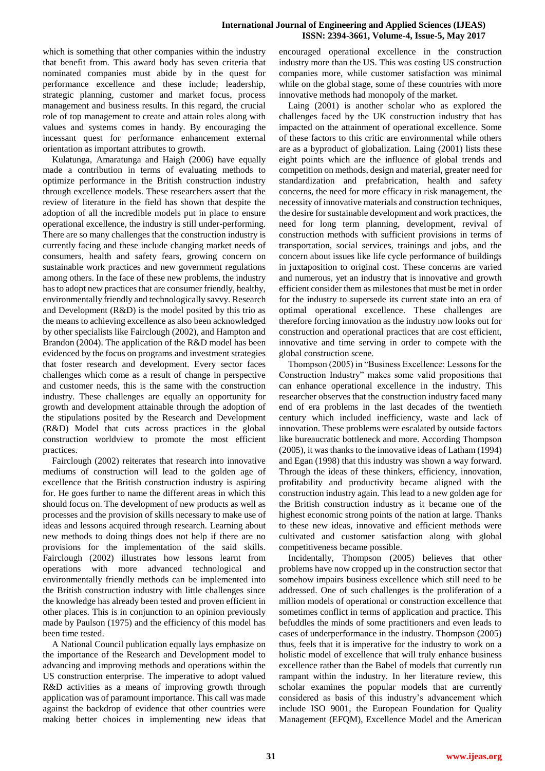which is something that other companies within the industry that benefit from. This award body has seven criteria that nominated companies must abide by in the quest for performance excellence and these include; leadership, strategic planning, customer and market focus, process management and business results. In this regard, the crucial role of top management to create and attain roles along with values and systems comes in handy. By encouraging the incessant quest for performance enhancement external orientation as important attributes to growth.

Kulatunga, Amaratunga and Haigh (2006) have equally made a contribution in terms of evaluating methods to optimize performance in the British construction industry through excellence models. These researchers assert that the review of literature in the field has shown that despite the adoption of all the incredible models put in place to ensure operational excellence, the industry is still under-performing. There are so many challenges that the construction industry is currently facing and these include changing market needs of consumers, health and safety fears, growing concern on sustainable work practices and new government regulations among others. In the face of these new problems, the industry has to adopt new practices that are consumer friendly, healthy, environmentally friendly and technologically savvy. Research and Development (R&D) is the model posited by this trio as the means to achieving excellence as also been acknowledged by other specialists like Fairclough (2002), and Hampton and Brandon (2004). The application of the R&D model has been evidenced by the focus on programs and investment strategies that foster research and development. Every sector faces challenges which come as a result of change in perspective and customer needs, this is the same with the construction industry. These challenges are equally an opportunity for growth and development attainable through the adoption of the stipulations posited by the Research and Development (R&D) Model that cuts across practices in the global construction worldview to promote the most efficient practices.

Fairclough (2002) reiterates that research into innovative mediums of construction will lead to the golden age of excellence that the British construction industry is aspiring for. He goes further to name the different areas in which this should focus on. The development of new products as well as processes and the provision of skills necessary to make use of ideas and lessons acquired through research. Learning about new methods to doing things does not help if there are no provisions for the implementation of the said skills. Fairclough (2002) illustrates how lessons learnt from operations with more advanced technological and environmentally friendly methods can be implemented into the British construction industry with little challenges since the knowledge has already been tested and proven efficient in other places. This is in conjunction to an opinion previously made by Paulson (1975) and the efficiency of this model has been time tested.

A National Council publication equally lays emphasize on the importance of the Research and Development model to advancing and improving methods and operations within the US construction enterprise. The imperative to adopt valued R&D activities as a means of improving growth through application was of paramount importance. This call was made against the backdrop of evidence that other countries were making better choices in implementing new ideas that encouraged operational excellence in the construction industry more than the US. This was costing US construction companies more, while customer satisfaction was minimal while on the global stage, some of these countries with more innovative methods had monopoly of the market.

Laing (2001) is another scholar who as explored the challenges faced by the UK construction industry that has impacted on the attainment of operational excellence. Some of these factors to this critic are environmental while others are as a byproduct of globalization. Laing (2001) lists these eight points which are the influence of global trends and competition on methods, design and material, greater need for standardization and prefabrication, health and safety concerns, the need for more efficacy in risk management, the necessity of innovative materials and construction techniques, the desire for sustainable development and work practices, the need for long term planning, development, revival of construction methods with sufficient provisions in terms of transportation, social services, trainings and jobs, and the concern about issues like life cycle performance of buildings in juxtaposition to original cost. These concerns are varied and numerous, yet an industry that is innovative and growth efficient consider them as milestones that must be met in order for the industry to supersede its current state into an era of optimal operational excellence. These challenges are therefore forcing innovation as the industry now looks out for construction and operational practices that are cost efficient, innovative and time serving in order to compete with the global construction scene.

Thompson (2005) in "Business Excellence: Lessons for the Construction Industry" makes some valid propositions that can enhance operational excellence in the industry. This researcher observes that the construction industry faced many end of era problems in the last decades of the twentieth century which included inefficiency, waste and lack of innovation. These problems were escalated by outside factors like bureaucratic bottleneck and more. According Thompson (2005), it was thanks to the innovative ideas of Latham (1994) and Egan (1998) that this industry was shown a way forward. Through the ideas of these thinkers, efficiency, innovation, profitability and productivity became aligned with the construction industry again. This lead to a new golden age for the British construction industry as it became one of the highest economic strong points of the nation at large. Thanks to these new ideas, innovative and efficient methods were cultivated and customer satisfaction along with global competitiveness became possible.

Incidentally, Thompson (2005) believes that other problems have now cropped up in the construction sector that somehow impairs business excellence which still need to be addressed. One of such challenges is the proliferation of a million models of operational or construction excellence that sometimes conflict in terms of application and practice. This befuddles the minds of some practitioners and even leads to cases of underperformance in the industry. Thompson (2005) thus, feels that it is imperative for the industry to work on a holistic model of excellence that will truly enhance business excellence rather than the Babel of models that currently run rampant within the industry. In her literature review, this scholar examines the popular models that are currently considered as basis of this industry's advancement which include ISO 9001, the European Foundation for Quality Management (EFQM), Excellence Model and the American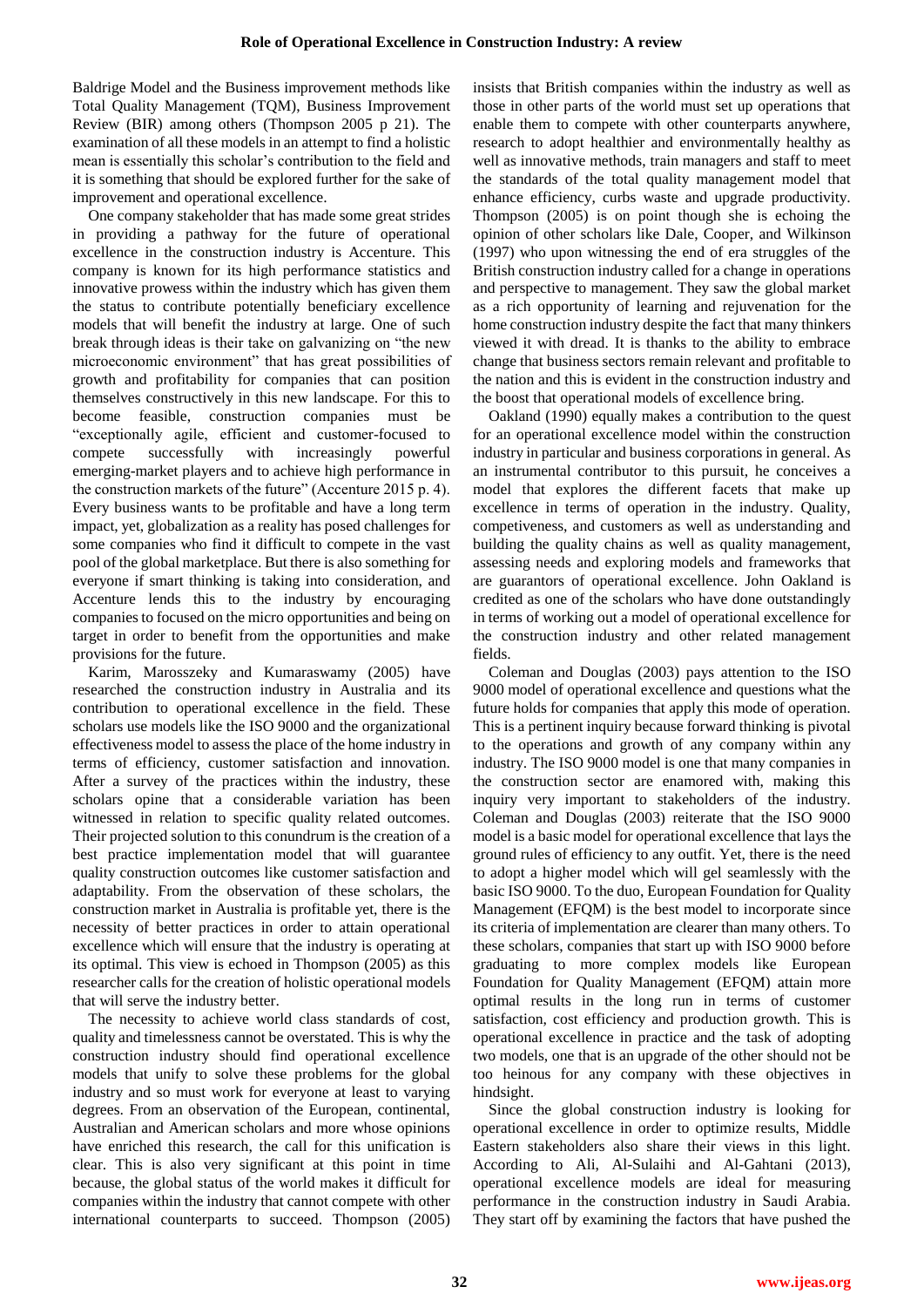Baldrige Model and the Business improvement methods like Total Quality Management (TQM), Business Improvement Review (BIR) among others (Thompson 2005 p 21). The examination of all these models in an attempt to find a holistic mean is essentially this scholar's contribution to the field and it is something that should be explored further for the sake of improvement and operational excellence.

One company stakeholder that has made some great strides in providing a pathway for the future of operational excellence in the construction industry is Accenture. This company is known for its high performance statistics and innovative prowess within the industry which has given them the status to contribute potentially beneficiary excellence models that will benefit the industry at large. One of such break through ideas is their take on galvanizing on "the new microeconomic environment" that has great possibilities of growth and profitability for companies that can position themselves constructively in this new landscape. For this to become feasible, construction companies must be "exceptionally agile, efficient and customer-focused to compete successfully with increasingly powerful emerging-market players and to achieve high performance in the construction markets of the future" (Accenture 2015 p. 4). Every business wants to be profitable and have a long term impact, yet, globalization as a reality has posed challenges for some companies who find it difficult to compete in the vast pool of the global marketplace. But there is also something for everyone if smart thinking is taking into consideration, and Accenture lends this to the industry by encouraging companies to focused on the micro opportunities and being on target in order to benefit from the opportunities and make provisions for the future.

Karim, Marosszeky and Kumaraswamy (2005) have researched the construction industry in Australia and its contribution to operational excellence in the field. These scholars use models like the ISO 9000 and the organizational effectiveness model to assess the place of the home industry in terms of efficiency, customer satisfaction and innovation. After a survey of the practices within the industry, these scholars opine that a considerable variation has been witnessed in relation to specific quality related outcomes. Their projected solution to this conundrum is the creation of a best practice implementation model that will guarantee quality construction outcomes like customer satisfaction and adaptability. From the observation of these scholars, the construction market in Australia is profitable yet, there is the necessity of better practices in order to attain operational excellence which will ensure that the industry is operating at its optimal. This view is echoed in Thompson (2005) as this researcher calls for the creation of holistic operational models that will serve the industry better.

The necessity to achieve world class standards of cost, quality and timelessness cannot be overstated. This is why the construction industry should find operational excellence models that unify to solve these problems for the global industry and so must work for everyone at least to varying degrees. From an observation of the European, continental, Australian and American scholars and more whose opinions have enriched this research, the call for this unification is clear. This is also very significant at this point in time because, the global status of the world makes it difficult for companies within the industry that cannot compete with other international counterparts to succeed. Thompson (2005) insists that British companies within the industry as well as those in other parts of the world must set up operations that enable them to compete with other counterparts anywhere, research to adopt healthier and environmentally healthy as well as innovative methods, train managers and staff to meet the standards of the total quality management model that enhance efficiency, curbs waste and upgrade productivity. Thompson (2005) is on point though she is echoing the opinion of other scholars like Dale, Cooper, and Wilkinson (1997) who upon witnessing the end of era struggles of the British construction industry called for a change in operations and perspective to management. They saw the global market as a rich opportunity of learning and rejuvenation for the home construction industry despite the fact that many thinkers viewed it with dread. It is thanks to the ability to embrace change that business sectors remain relevant and profitable to the nation and this is evident in the construction industry and the boost that operational models of excellence bring.

Oakland (1990) equally makes a contribution to the quest for an operational excellence model within the construction industry in particular and business corporations in general. As an instrumental contributor to this pursuit, he conceives a model that explores the different facets that make up excellence in terms of operation in the industry. Quality, competiveness, and customers as well as understanding and building the quality chains as well as quality management, assessing needs and exploring models and frameworks that are guarantors of operational excellence. John Oakland is credited as one of the scholars who have done outstandingly in terms of working out a model of operational excellence for the construction industry and other related management fields.

Coleman and Douglas (2003) pays attention to the ISO 9000 model of operational excellence and questions what the future holds for companies that apply this mode of operation. This is a pertinent inquiry because forward thinking is pivotal to the operations and growth of any company within any industry. The ISO 9000 model is one that many companies in the construction sector are enamored with, making this inquiry very important to stakeholders of the industry. Coleman and Douglas (2003) reiterate that the ISO 9000 model is a basic model for operational excellence that lays the ground rules of efficiency to any outfit. Yet, there is the need to adopt a higher model which will gel seamlessly with the basic ISO 9000. To the duo, European Foundation for Quality Management (EFQM) is the best model to incorporate since its criteria of implementation are clearer than many others. To these scholars, companies that start up with ISO 9000 before graduating to more complex models like European Foundation for Quality Management (EFQM) attain more optimal results in the long run in terms of customer satisfaction, cost efficiency and production growth. This is operational excellence in practice and the task of adopting two models, one that is an upgrade of the other should not be too heinous for any company with these objectives in hindsight.

Since the global construction industry is looking for operational excellence in order to optimize results, Middle Eastern stakeholders also share their views in this light. According to Ali, Al-Sulaihi and Al-Gahtani (2013), operational excellence models are ideal for measuring performance in the construction industry in Saudi Arabia. They start off by examining the factors that have pushed the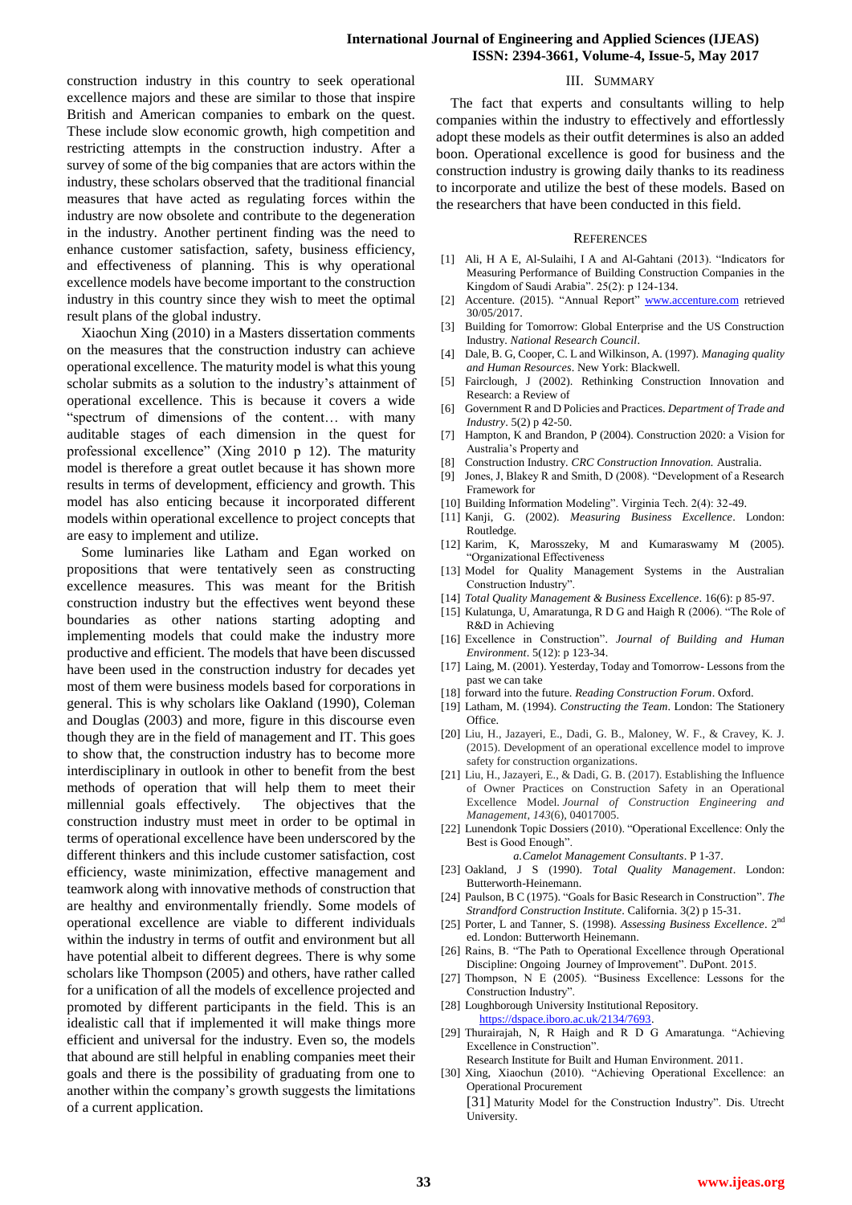construction industry in this country to seek operational excellence majors and these are similar to those that inspire British and American companies to embark on the quest. These include slow economic growth, high competition and restricting attempts in the construction industry. After a survey of some of the big companies that are actors within the industry, these scholars observed that the traditional financial measures that have acted as regulating forces within the industry are now obsolete and contribute to the degeneration in the industry. Another pertinent finding was the need to enhance customer satisfaction, safety, business efficiency, and effectiveness of planning. This is why operational excellence models have become important to the construction industry in this country since they wish to meet the optimal result plans of the global industry.

Xiaochun Xing (2010) in a Masters dissertation comments on the measures that the construction industry can achieve operational excellence. The maturity model is what this young scholar submits as a solution to the industry's attainment of operational excellence. This is because it covers a wide "spectrum of dimensions of the content… with many auditable stages of each dimension in the quest for professional excellence" (Xing 2010 p 12). The maturity model is therefore a great outlet because it has shown more results in terms of development, efficiency and growth. This model has also enticing because it incorporated different models within operational excellence to project concepts that are easy to implement and utilize.

Some luminaries like Latham and Egan worked on propositions that were tentatively seen as constructing excellence measures. This was meant for the British construction industry but the effectives went beyond these boundaries as other nations starting adopting and implementing models that could make the industry more productive and efficient. The models that have been discussed have been used in the construction industry for decades yet most of them were business models based for corporations in general. This is why scholars like Oakland (1990), Coleman and Douglas (2003) and more, figure in this discourse even though they are in the field of management and IT. This goes to show that, the construction industry has to become more interdisciplinary in outlook in other to benefit from the best methods of operation that will help them to meet their millennial goals effectively. The objectives that the construction industry must meet in order to be optimal in terms of operational excellence have been underscored by the different thinkers and this include customer satisfaction, cost efficiency, waste minimization, effective management and teamwork along with innovative methods of construction that are healthy and environmentally friendly. Some models of operational excellence are viable to different individuals within the industry in terms of outfit and environment but all have potential albeit to different degrees. There is why some scholars like Thompson (2005) and others, have rather called for a unification of all the models of excellence projected and promoted by different participants in the field. This is an idealistic call that if implemented it will make things more efficient and universal for the industry. Even so, the models that abound are still helpful in enabling companies meet their goals and there is the possibility of graduating from one to another within the company's growth suggests the limitations of a current application.

## III. Summary

The fact that experts and consultants willing to help companies within the industry to effectively and effortlessly adopt these models as their outfit determines is also an added boon. Operational excellence is good for business and the construction industry is growing daily thanks to its readiness to incorporate and utilize the best of these models. Based on the researchers that have been conducted in this field.

## References

[1] Ali, H A E, Al-Sulaihi, I A and Al-Gahtani (2013). "Indicators for Measuring Performance of Building Construction Companies in the Kingdom of Saudi Arabia". 25(2): p 124-134.

[2] Accenture. (2015). "Annual Report" www.accenture.com retrieved 30/05/2017.

[3] Building for Tomorrow: Global Enterprise and the US Construction Industry. *National Research Council*.

[4] Dale, B. G, Cooper, C. L and Wilkinson, A. (1997). *Managing quality and Human Resources*. New York: Blackwell.

[5] Fairclough, J (2002). Rethinking Construction Innovation and Research: a Review of

[6] Government R and D Policies and Practices. *Department of Trade and Industry*. 5(2) p 42-50.

[7] Hampton, K and Brandon, P (2004). Construction 2020: a Vision for Australia's Property and

[8] Construction Industry. *CRC Construction Innovation.* Australia.

[9] Jones, J, Blakey R and Smith, D (2008). "Development of a Research Framework for

[10] Building Information Modeling". Virginia Tech. 2(4): 32-49.

[11] Kanji, G. (2002). *Measuring Business Excellence*. London: Routledge.

[12] Karim, K, Marosszeky, M and Kumaraswamy M (2005). "Organizational Effectiveness

[13] Model for Quality Management Systems in the Australian Construction Industry".

[14] *Total Quality Management & Business Excellence*. 16(6): p 85-97.

[15] Kulatunga, U, Amaratunga, R D G and Haigh R (2006). "The Role of R&D in Achieving

[16] Excellence in Construction". *Journal of Building and Human Environment*. 5(12): p 123-34.

[17] Laing, M. (2001). Yesterday, Today and Tomorrow- Lessons from the past we can take

[18] forward into the future. *Reading Construction Forum*. Oxford.

[19] Latham, M. (1994). *Constructing the Team*. London: The Stationery Office.

[20] Liu, H., Jazayeri, E., Dadi, G. B., Maloney, W. F., & Cravey, K. J. (2015). Development of an operational excellence model to improve safety for construction organizations.

[21] Liu, H., Jazayeri, E., & Dadi, G. B. (2017). Establishing the Influence of Owner Practices on Construction Safety in an Operational Excellence Model. *Journal of Construction Engineering and Management*, *143*(6), 04017005.

[22] Lunendonk Topic Dossiers (2010). "Operational Excellence: Only the Best is Good Enough".
*a.Camelot Management Consultants*. P 1-37.

[23] Oakland, J S (1990). *Total Quality Management*. London: Butterworth-Heinemann.

[24] Paulson, B C (1975). "Goals for Basic Research in Construction". *The Strandford Construction Institute*. California. 3(2) p 15-31.

[25] Porter, L and Tanner, S. (1998). *Assessing Business Excellence*. 2nd ed. London: Butterworth Heinemann.

[26] Rains, B. "The Path to Operational Excellence through Operational Discipline: Ongoing Journey of Improvement". DuPont. 2015.

[27] Thompson, N E (2005). "Business Excellence: Lessons for the Construction Industry".

[28] Loughborough University Institutional Repository. https://dspace.iboro.ac.uk/2134/7693.

[29] Thurairajah, N, R Haigh and R D G Amaratunga. "Achieving Excellence in Construction".
Research Institute for Built and Human Environment. 2011.

[30] Xing, Xiaochun (2010). "Achieving Operational Excellence: an Operational Procurement

[31] Maturity Model for the Construction Industry". Dis. Utrecht University.